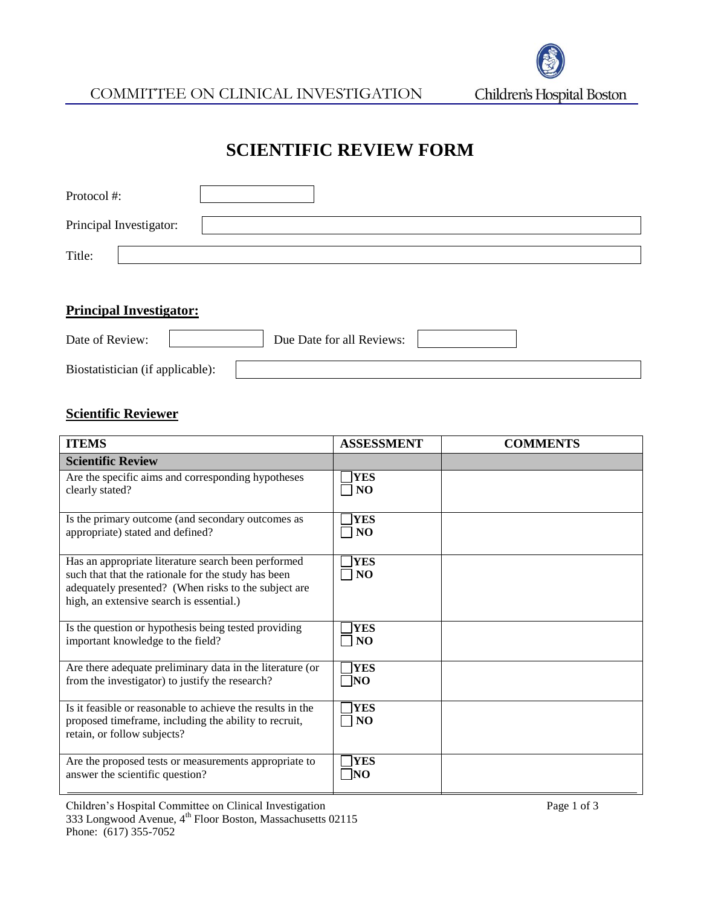COMMITTEE ON CLINICAL INVESTIGATION

Children's Hospital Boston

# SCIENTIFIC REVIEW FORM

Protocol #:

Principal Investigator:

Title:

## Principal Investigator:

Date of Review: &nbsp;&nbsp;&nbsp;&nbsp; Due Date for all Reviews:

Biostatistician (if applicable):

## Scientific Reviewer

| ITEMS | ASSESSMENT | COMMENTS |
|---|---|---|
| **Scientific Review** | | |
| Are the specific aims and corresponding hypotheses clearly stated? | ☐ **YES** ☐ **NO** | |
| Is the primary outcome (and secondary outcomes as appropriate) stated and defined? | ☐ **YES** ☐ **NO** | |
| Has an appropriate literature search been performed such that that the rationale for the study has been adequately presented? (When risks to the subject are high, an extensive search is essential.) | ☐ **YES** ☐ **NO** | |
| Is the question or hypothesis being tested providing important knowledge to the field? | ☐ **YES** ☐ **NO** | |
| Are there adequate preliminary data in the literature (or from the investigator) to justify the research? | ☐ **YES** ☐ **NO** | |
| Is it feasible or reasonable to achieve the results in the proposed timeframe, including the ability to recruit, retain, or follow subjects? | ☐ **YES** ☐ **NO** | |
| Are the proposed tests or measurements appropriate to answer the scientific question? | ☐ **YES** ☐ **NO** | |

Children's Hospital Committee on Clinical Investigation
333 Longwood Avenue, 4th Floor Boston, Massachusetts 02115
Phone: (617) 355-7052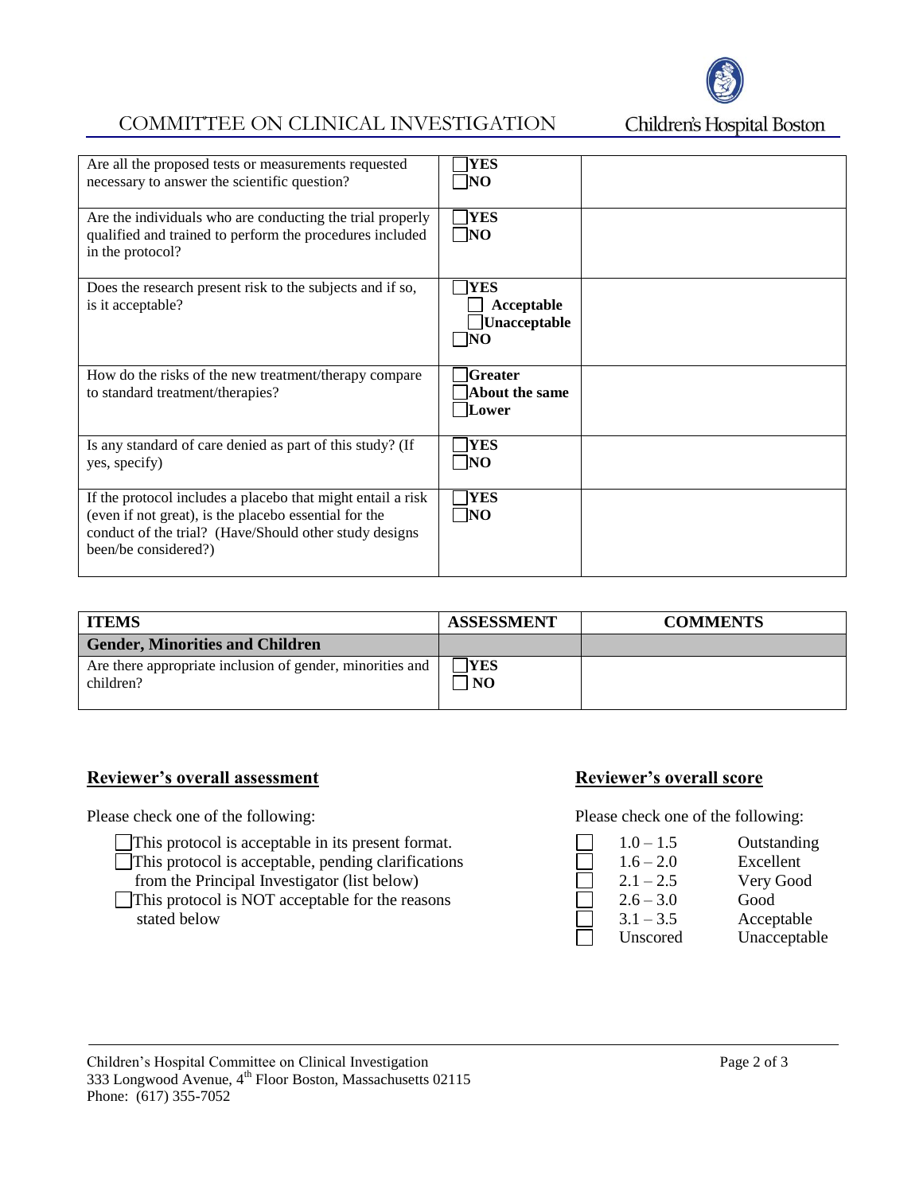| | | |
|---|---|---|
| Are all the proposed tests or measurements requested necessary to answer the scientific question? | ☐ **YES**<br>☐ **NO** | |
| Are the individuals who are conducting the trial properly qualified and trained to perform the procedures included in the protocol? | ☐ **YES**<br>☐ **NO** | |
| Does the research present risk to the subjects and if so, is it acceptable? | ☐ **YES**<br>☐ **Acceptable**<br>☐ **Unacceptable**<br>☐ **NO** | |
| How do the risks of the new treatment/therapy compare to standard treatment/therapies? | ☐ **Greater**<br>☐ **About the same**<br>☐ **Lower** | |
| Is any standard of care denied as part of this study? (If yes, specify) | ☐ **YES**<br>☐ **NO** | |
| If the protocol includes a placebo that might entail a risk (even if not great), is the placebo essential for the conduct of the trial? (Have/Should other study designs been/be considered?) | ☐ **YES**<br>☐ **NO** | |

| **ITEMS** | **ASSESSMENT** | **COMMENTS** |
|---|---|---|
| **Gender, Minorities and Children** | | |
| Are there appropriate inclusion of gender, minorities and children? | ☐ **YES**<br>☐ **NO** | |

## Reviewer's overall assessment

Please check one of the following:

- ☐ This protocol is acceptable in its present format.
- ☐ This protocol is acceptable, pending clarifications from the Principal Investigator (list below)
- ☐ This protocol is NOT acceptable for the reasons stated below

## Reviewer's overall score

Please check one of the following:

| | | |
|---|---|---|
| ☐ | 1.0 – 1.5 | Outstanding |
| ☐ | 1.6 – 2.0 | Excellent |
| ☐ | 2.1 – 2.5 | Very Good |
| ☐ | 2.6 – 3.0 | Good |
| ☐ | 3.1 – 3.5 | Acceptable |
| ☐ | Unscored | Unacceptable |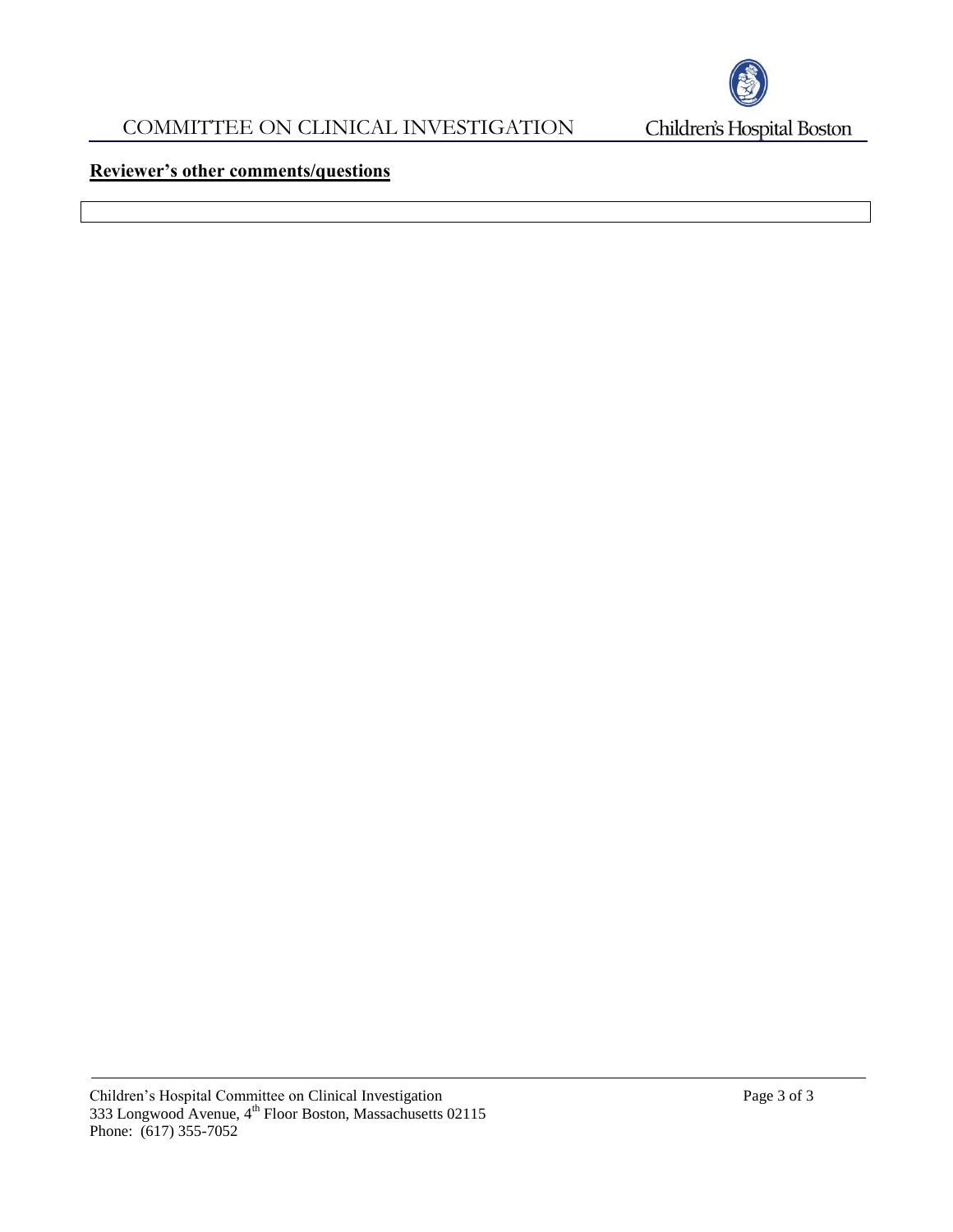**Reviewer's other comments/questions**

| |
|---|
| |